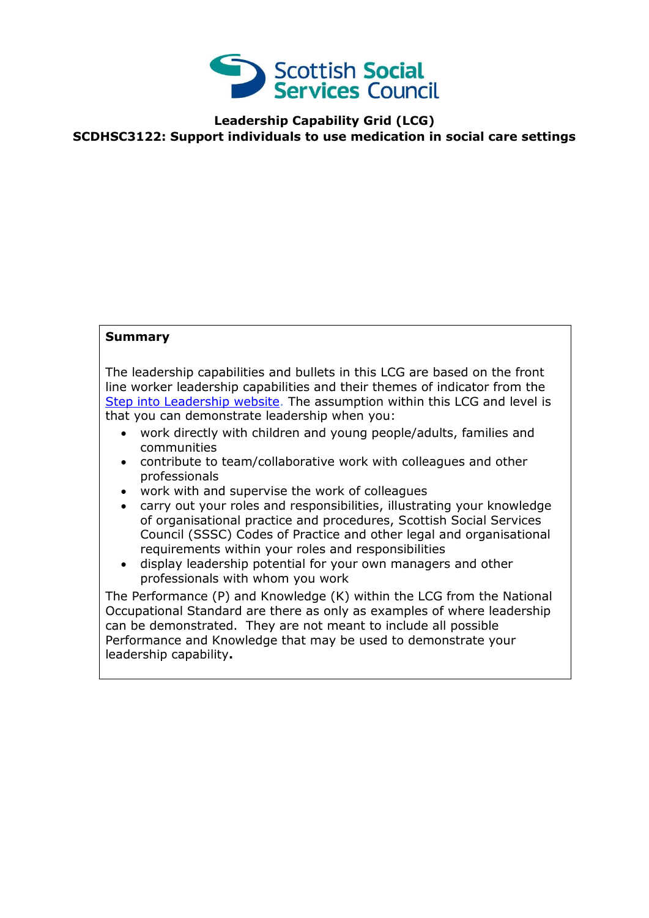Scottish Social Services Council

**Leadership Capability Grid (LCG)**
**SCDHSC3122: Support individuals to use medication in social care settings**

**Summary**

The leadership capabilities and bullets in this LCG are based on the front line worker leadership capabilities and their themes of indicator from the Step into Leadership website. The assumption within this LCG and level is that you can demonstrate leadership when you:

- work directly with children and young people/adults, families and communities
- contribute to team/collaborative work with colleagues and other professionals
- work with and supervise the work of colleagues
- carry out your roles and responsibilities, illustrating your knowledge of organisational practice and procedures, Scottish Social Services Council (SSSC) Codes of Practice and other legal and organisational requirements within your roles and responsibilities
- display leadership potential for your own managers and other professionals with whom you work

The Performance (P) and Knowledge (K) within the LCG from the National Occupational Standard are there as only as examples of where leadership can be demonstrated. They are not meant to include all possible Performance and Knowledge that may be used to demonstrate your leadership capability**.**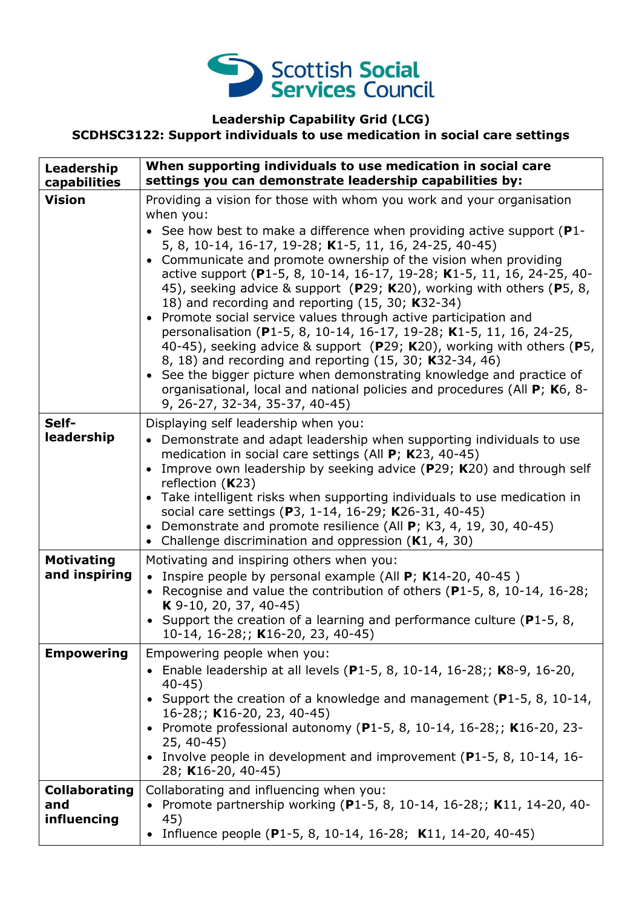Scottish Social Services Council

**Leadership Capability Grid (LCG)**
**SCDHSC3122: Support individuals to use medication in social care settings**

| **Leadership capabilities** | **When supporting individuals to use medication in social care settings you can demonstrate leadership capabilities by:** |
|---|---|
| **Vision** | Providing a vision for those with whom you work and your organisation when you:<br>• See how best to make a difference when providing active support (**P**1-5, 8, 10-14, 16-17, 19-28; **K**1-5, 11, 16, 24-25, 40-45)<br>• Communicate and promote ownership of the vision when providing active support (**P**1-5, 8, 10-14, 16-17, 19-28; **K**1-5, 11, 16, 24-25, 40-45), seeking advice & support (**P**29; **K**20), working with others (**P**5, 8, 18) and recording and reporting (15, 30; **K**32-34)<br>• Promote social service values through active participation and personalisation (**P**1-5, 8, 10-14, 16-17, 19-28; **K**1-5, 11, 16, 24-25, 40-45), seeking advice & support (**P**29; **K**20), working with others (**P**5, 8, 18) and recording and reporting (15, 30; **K**32-34, 46)<br>• See the bigger picture when demonstrating knowledge and practice of organisational, local and national policies and procedures (All **P**; **K**6, 8-9, 26-27, 32-34, 35-37, 40-45) |
| **Self-leadership** | Displaying self leadership when you:<br>• Demonstrate and adapt leadership when supporting individuals to use medication in social care settings (All **P**; **K**23, 40-45)<br>• Improve own leadership by seeking advice (**P**29; **K**20) and through self reflection (**K**23)<br>• Take intelligent risks when supporting individuals to use medication in social care settings (**P**3, 1-14, 16-29; **K**26-31, 40-45)<br>• Demonstrate and promote resilience (All **P**; K3, 4, 19, 30, 40-45)<br>• Challenge discrimination and oppression (**K**1, 4, 30) |
| **Motivating and inspiring** | Motivating and inspiring others when you:<br>• Inspire people by personal example (All **P**; **K**14-20, 40-45 )<br>• Recognise and value the contribution of others (**P**1-5, 8, 10-14, 16-28; **K** 9-10, 20, 37, 40-45)<br>• Support the creation of a learning and performance culture (**P**1-5, 8, 10-14, 16-28;; **K**16-20, 23, 40-45) |
| **Empowering** | Empowering people when you:<br>• Enable leadership at all levels (**P**1-5, 8, 10-14, 16-28;; **K**8-9, 16-20, 40-45)<br>• Support the creation of a knowledge and management (**P**1-5, 8, 10-14, 16-28;; **K**16-20, 23, 40-45)<br>• Promote professional autonomy (**P**1-5, 8, 10-14, 16-28;; **K**16-20, 23-25, 40-45)<br>• Involve people in development and improvement (**P**1-5, 8, 10-14, 16-28; **K**16-20, 40-45) |
| **Collaborating and influencing** | Collaborating and influencing when you:<br>• Promote partnership working (**P**1-5, 8, 10-14, 16-28;; **K**11, 14-20, 40-45)<br>• Influence people (**P**1-5, 8, 10-14, 16-28; **K**11, 14-20, 40-45) |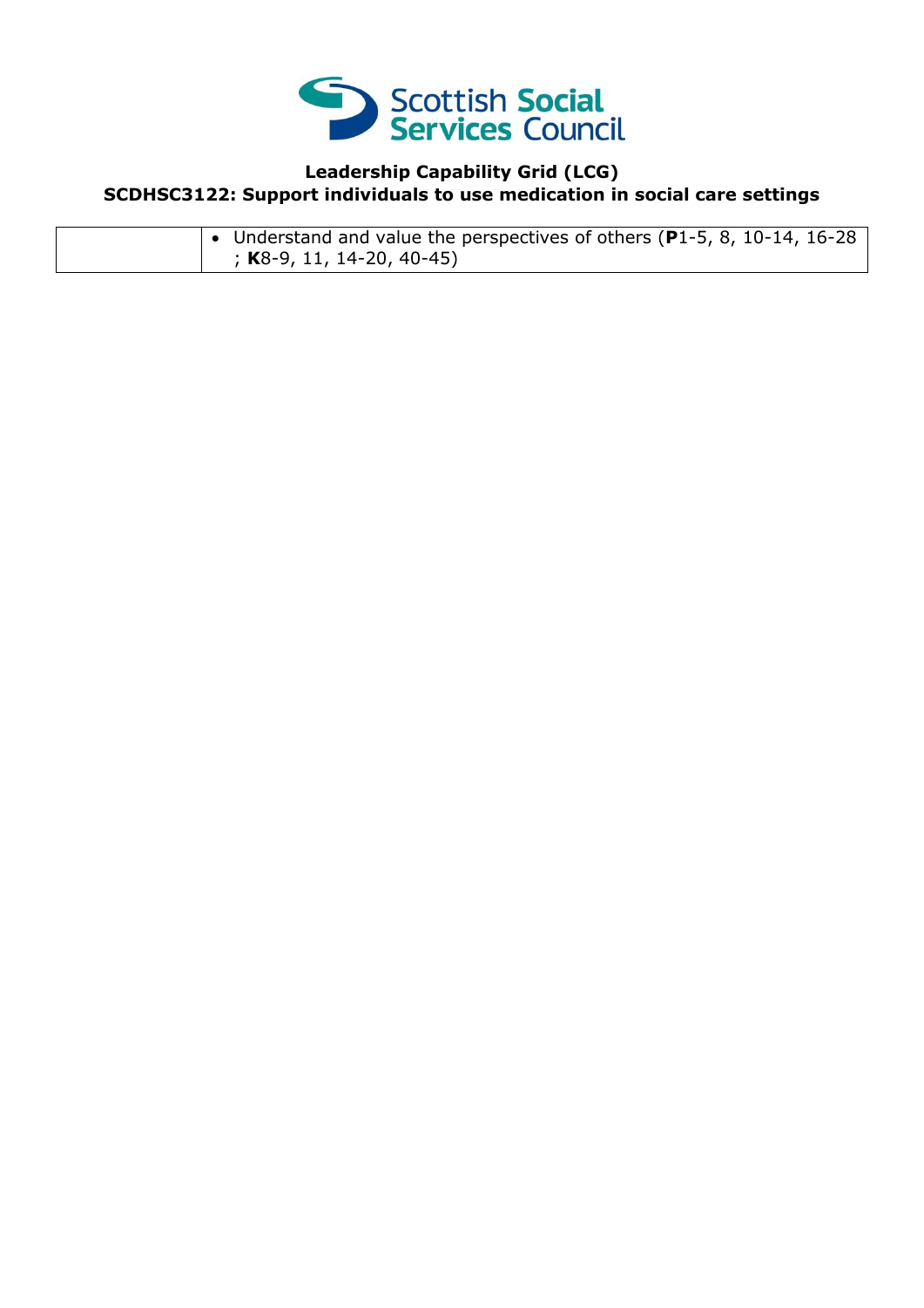**Leadership Capability Grid (LCG)**
**SCDHSC3122: Support individuals to use medication in social care settings**

| | |
|---|---|
| | • Understand and value the perspectives of others (**P**1-5, 8, 10-14, 16-28 ; **K**8-9, 11, 14-20, 40-45) |